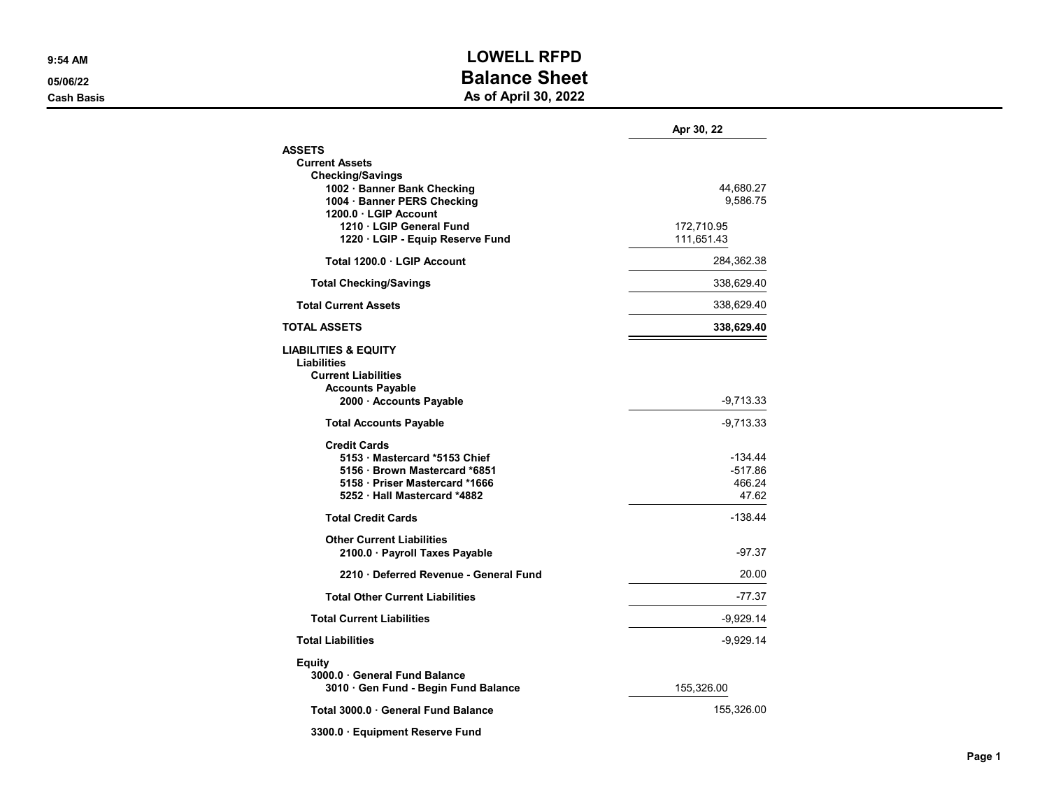# LOWELL RFPD

## Balance Sheet

### As of April 30, 2022

9:54 AM
05/06/22
Cash Basis

| | | Apr 30, 22 |
|---|---|---|
| **ASSETS** | | |
| **Current Assets** | | |
| **Checking/Savings** | | |
| **1002 · Banner Bank Checking** | | 44,680.27 |
| **1004 · Banner PERS Checking** | | 9,586.75 |
| **1200.0 · LGIP Account** | | |
| **1210 · LGIP General Fund** | 172,710.95 | |
| **1220 · LGIP - Equip Reserve Fund** | 111,651.43 | |
| **Total 1200.0 · LGIP Account** | | 284,362.38 |
| **Total Checking/Savings** | | 338,629.40 |
| **Total Current Assets** | | 338,629.40 |
| **TOTAL ASSETS** | | **338,629.40** |
| **LIABILITIES & EQUITY** | | |
| **Liabilities** | | |
| **Current Liabilities** | | |
| **Accounts Payable** | | |
| **2000 · Accounts Payable** | | -9,713.33 |
| **Total Accounts Payable** | | -9,713.33 |
| **Credit Cards** | | |
| **5153 · Mastercard *5153 Chief** | | -134.44 |
| **5156 · Brown Mastercard *6851** | | -517.86 |
| **5158 · Priser Mastercard *1666** | | 466.24 |
| **5252 · Hall Mastercard *4882** | | 47.62 |
| **Total Credit Cards** | | -138.44 |
| **Other Current Liabilities** | | |
| **2100.0 · Payroll Taxes Payable** | | -97.37 |
| **2210 · Deferred Revenue - General Fund** | | 20.00 |
| **Total Other Current Liabilities** | | -77.37 |
| **Total Current Liabilities** | | -9,929.14 |
| **Total Liabilities** | | -9,929.14 |
| **Equity** | | |
| **3000.0 · General Fund Balance** | | |
| **3010 · Gen Fund - Begin Fund Balance** | 155,326.00 | |
| **Total 3000.0 · General Fund Balance** | | 155,326.00 |
| **3300.0 · Equipment Reserve Fund** | | |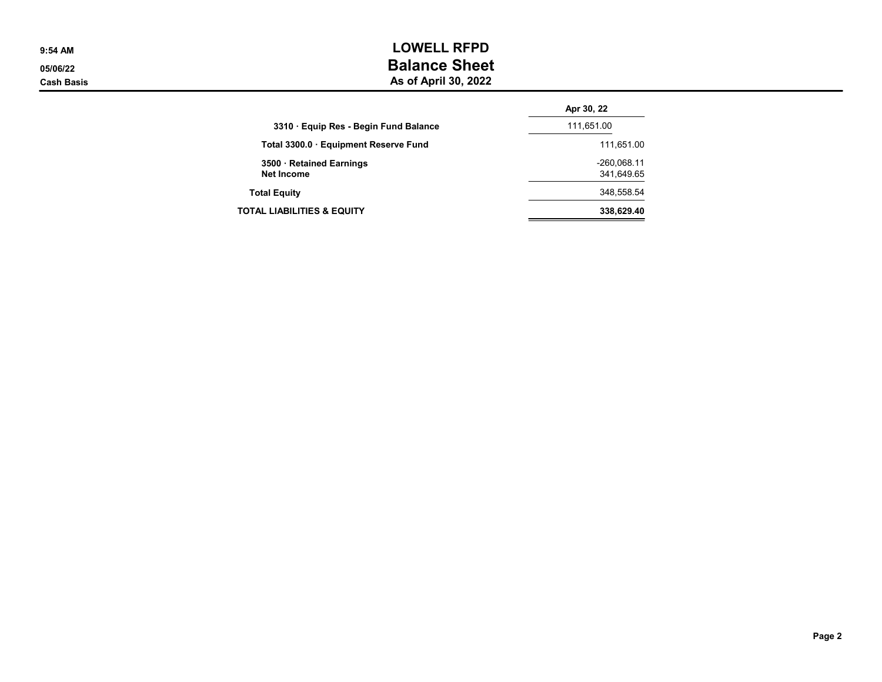# LOWELL RFPD
## Balance Sheet
### As of April 30, 2022

Cash Basis

| | Apr 30, 22 |
|---|---|
| 3310 · Equip Res - Begin Fund Balance | 111,651.00 |
| Total 3300.0 · Equipment Reserve Fund | 111,651.00 |
| 3500 · Retained Earnings | -260,068.11 |
| Net Income | 341,649.65 |
| **Total Equity** | 348,558.54 |
| **TOTAL LIABILITIES & EQUITY** | **338,629.40** |